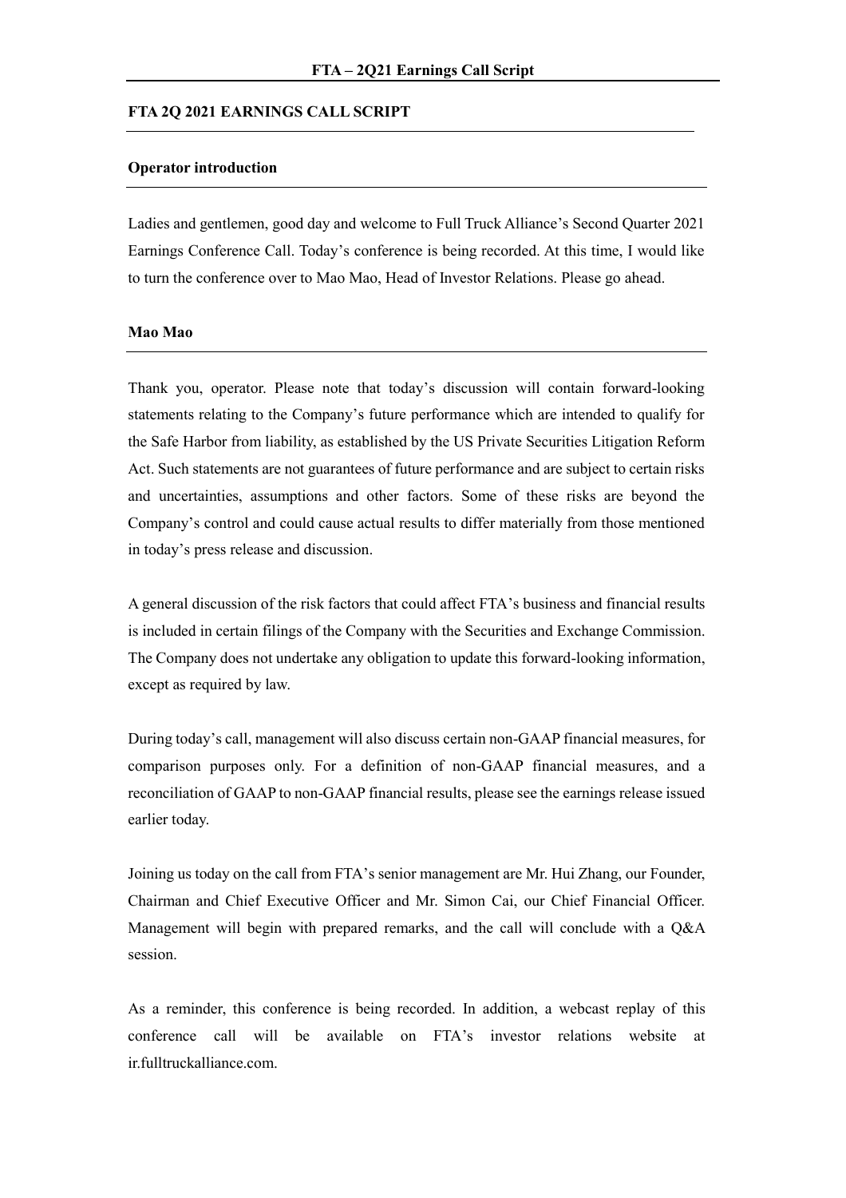# FTA 2Q 2021 EARNINGS CALL SCRIPT

## Operator introduction

Ladies and gentlemen, good day and welcome to Full Truck Alliance's Second Quarter 2021 Earnings Conference Call. Today's conference is being recorded. At this time, I would like to turn the conference over to Mao Mao, Head of Investor Relations. Please go ahead.

## Mao Mao

Thank you, operator. Please note that today's discussion will contain forward-looking statements relating to the Company's future performance which are intended to qualify for the Safe Harbor from liability, as established by the US Private Securities Litigation Reform Act. Such statements are not guarantees of future performance and are subject to certain risks and uncertainties, assumptions and other factors. Some of these risks are beyond the Company's control and could cause actual results to differ materially from those mentioned in today's press release and discussion.

A general discussion of the risk factors that could affect FTA's business and financial results is included in certain filings of the Company with the Securities and Exchange Commission. The Company does not undertake any obligation to update this forward-looking information, except as required by law.

During today's call, management will also discuss certain non-GAAP financial measures, for comparison purposes only. For a definition of non-GAAP financial measures, and a reconciliation of GAAP to non-GAAP financial results, please see the earnings release issued earlier today.

Joining us today on the call from FTA's senior management are Mr. Hui Zhang, our Founder, Chairman and Chief Executive Officer and Mr. Simon Cai, our Chief Financial Officer. Management will begin with prepared remarks, and the call will conclude with a Q&A session.

As a reminder, this conference is being recorded. In addition, a webcast replay of this conference call will be available on FTA's investor relations website at ir.fulltruckalliance.com.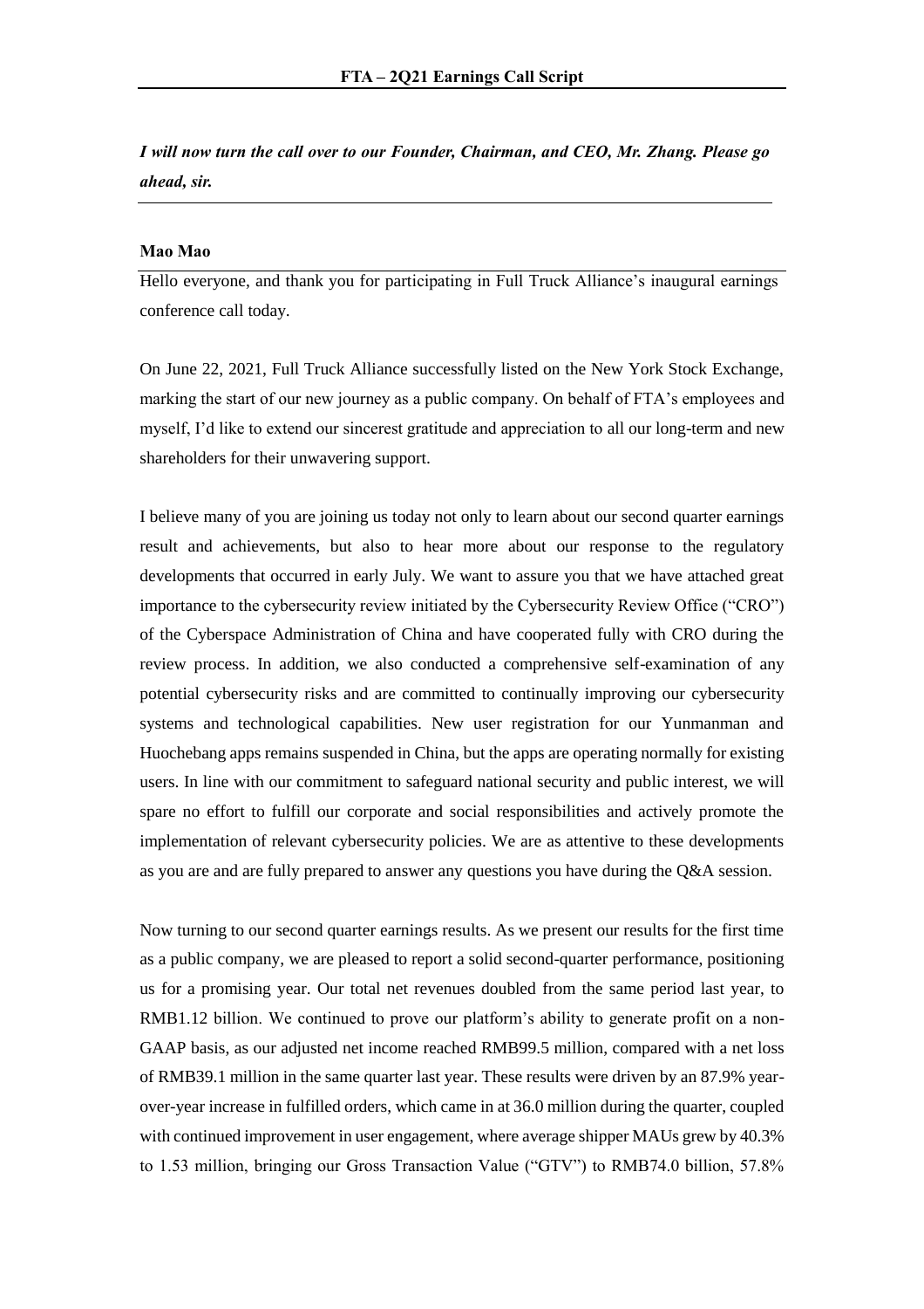*I will now turn the call over to our Founder, Chairman, and CEO, Mr. Zhang. Please go ahead, sir.*

**Mao Mao**

Hello everyone, and thank you for participating in Full Truck Alliance's inaugural earnings conference call today.

On June 22, 2021, Full Truck Alliance successfully listed on the New York Stock Exchange, marking the start of our new journey as a public company. On behalf of FTA's employees and myself, I'd like to extend our sincerest gratitude and appreciation to all our long-term and new shareholders for their unwavering support.

I believe many of you are joining us today not only to learn about our second quarter earnings result and achievements, but also to hear more about our response to the regulatory developments that occurred in early July. We want to assure you that we have attached great importance to the cybersecurity review initiated by the Cybersecurity Review Office ("CRO") of the Cyberspace Administration of China and have cooperated fully with CRO during the review process. In addition, we also conducted a comprehensive self-examination of any potential cybersecurity risks and are committed to continually improving our cybersecurity systems and technological capabilities. New user registration for our Yunmanman and Huochebang apps remains suspended in China, but the apps are operating normally for existing users. In line with our commitment to safeguard national security and public interest, we will spare no effort to fulfill our corporate and social responsibilities and actively promote the implementation of relevant cybersecurity policies. We are as attentive to these developments as you are and are fully prepared to answer any questions you have during the Q&A session.

Now turning to our second quarter earnings results. As we present our results for the first time as a public company, we are pleased to report a solid second-quarter performance, positioning us for a promising year. Our total net revenues doubled from the same period last year, to RMB1.12 billion. We continued to prove our platform's ability to generate profit on a non-GAAP basis, as our adjusted net income reached RMB99.5 million, compared with a net loss of RMB39.1 million in the same quarter last year. These results were driven by an 87.9% year-over-year increase in fulfilled orders, which came in at 36.0 million during the quarter, coupled with continued improvement in user engagement, where average shipper MAUs grew by 40.3% to 1.53 million, bringing our Gross Transaction Value ("GTV") to RMB74.0 billion, 57.8%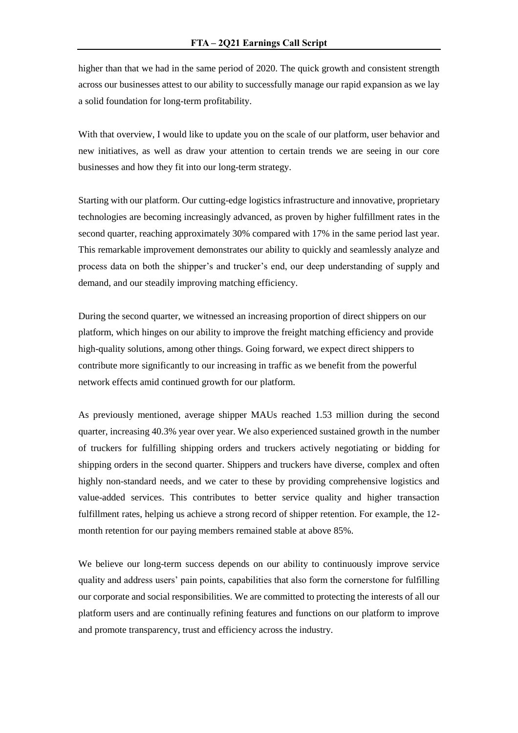higher than that we had in the same period of 2020. The quick growth and consistent strength across our businesses attest to our ability to successfully manage our rapid expansion as we lay a solid foundation for long-term profitability.

With that overview, I would like to update you on the scale of our platform, user behavior and new initiatives, as well as draw your attention to certain trends we are seeing in our core businesses and how they fit into our long-term strategy.

Starting with our platform. Our cutting-edge logistics infrastructure and innovative, proprietary technologies are becoming increasingly advanced, as proven by higher fulfillment rates in the second quarter, reaching approximately 30% compared with 17% in the same period last year. This remarkable improvement demonstrates our ability to quickly and seamlessly analyze and process data on both the shipper's and trucker's end, our deep understanding of supply and demand, and our steadily improving matching efficiency.

During the second quarter, we witnessed an increasing proportion of direct shippers on our platform, which hinges on our ability to improve the freight matching efficiency and provide high-quality solutions, among other things. Going forward, we expect direct shippers to contribute more significantly to our increasing in traffic as we benefit from the powerful network effects amid continued growth for our platform.

As previously mentioned, average shipper MAUs reached 1.53 million during the second quarter, increasing 40.3% year over year. We also experienced sustained growth in the number of truckers for fulfilling shipping orders and truckers actively negotiating or bidding for shipping orders in the second quarter. Shippers and truckers have diverse, complex and often highly non-standard needs, and we cater to these by providing comprehensive logistics and value-added services. This contributes to better service quality and higher transaction fulfillment rates, helping us achieve a strong record of shipper retention. For example, the 12-month retention for our paying members remained stable at above 85%.

We believe our long-term success depends on our ability to continuously improve service quality and address users' pain points, capabilities that also form the cornerstone for fulfilling our corporate and social responsibilities. We are committed to protecting the interests of all our platform users and are continually refining features and functions on our platform to improve and promote transparency, trust and efficiency across the industry.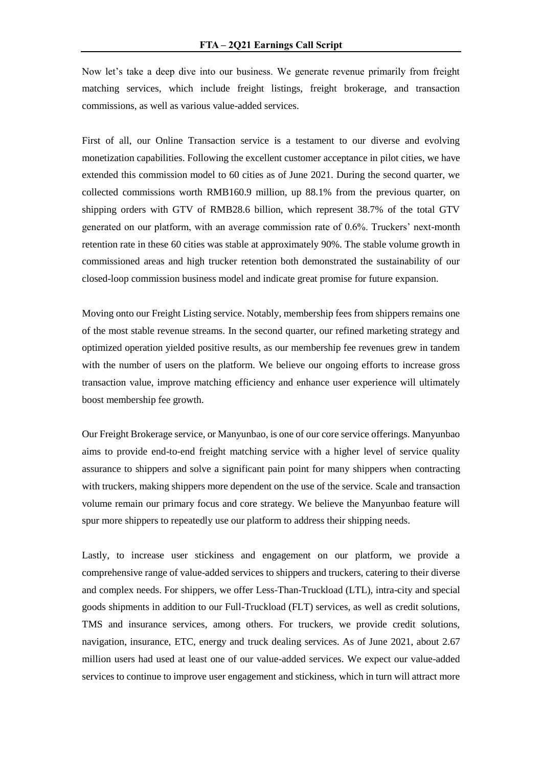Now let's take a deep dive into our business. We generate revenue primarily from freight matching services, which include freight listings, freight brokerage, and transaction commissions, as well as various value-added services.

First of all, our Online Transaction service is a testament to our diverse and evolving monetization capabilities. Following the excellent customer acceptance in pilot cities, we have extended this commission model to 60 cities as of June 2021. During the second quarter, we collected commissions worth RMB160.9 million, up 88.1% from the previous quarter, on shipping orders with GTV of RMB28.6 billion, which represent 38.7% of the total GTV generated on our platform, with an average commission rate of 0.6%. Truckers' next-month retention rate in these 60 cities was stable at approximately 90%. The stable volume growth in commissioned areas and high trucker retention both demonstrated the sustainability of our closed-loop commission business model and indicate great promise for future expansion.

Moving onto our Freight Listing service. Notably, membership fees from shippers remains one of the most stable revenue streams. In the second quarter, our refined marketing strategy and optimized operation yielded positive results, as our membership fee revenues grew in tandem with the number of users on the platform. We believe our ongoing efforts to increase gross transaction value, improve matching efficiency and enhance user experience will ultimately boost membership fee growth.

Our Freight Brokerage service, or Manyunbao, is one of our core service offerings. Manyunbao aims to provide end-to-end freight matching service with a higher level of service quality assurance to shippers and solve a significant pain point for many shippers when contracting with truckers, making shippers more dependent on the use of the service. Scale and transaction volume remain our primary focus and core strategy. We believe the Manyunbao feature will spur more shippers to repeatedly use our platform to address their shipping needs.

Lastly, to increase user stickiness and engagement on our platform, we provide a comprehensive range of value-added services to shippers and truckers, catering to their diverse and complex needs. For shippers, we offer Less-Than-Truckload (LTL), intra-city and special goods shipments in addition to our Full-Truckload (FLT) services, as well as credit solutions, TMS and insurance services, among others. For truckers, we provide credit solutions, navigation, insurance, ETC, energy and truck dealing services. As of June 2021, about 2.67 million users had used at least one of our value-added services. We expect our value-added services to continue to improve user engagement and stickiness, which in turn will attract more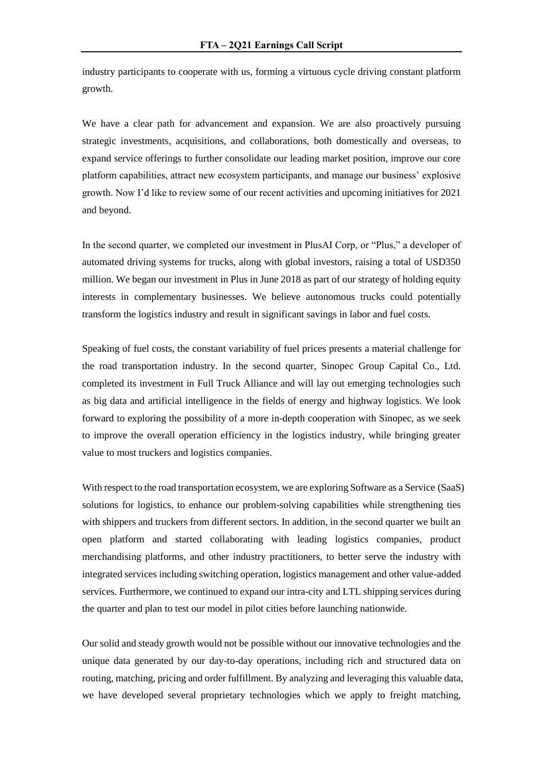industry participants to cooperate with us, forming a virtuous cycle driving constant platform growth.

We have a clear path for advancement and expansion. We are also proactively pursuing strategic investments, acquisitions, and collaborations, both domestically and overseas, to expand service offerings to further consolidate our leading market position, improve our core platform capabilities, attract new ecosystem participants, and manage our business' explosive growth. Now I'd like to review some of our recent activities and upcoming initiatives for 2021 and beyond.

In the second quarter, we completed our investment in PlusAI Corp, or "Plus," a developer of automated driving systems for trucks, along with global investors, raising a total of USD350 million. We began our investment in Plus in June 2018 as part of our strategy of holding equity interests in complementary businesses. We believe autonomous trucks could potentially transform the logistics industry and result in significant savings in labor and fuel costs.

Speaking of fuel costs, the constant variability of fuel prices presents a material challenge for the road transportation industry. In the second quarter, Sinopec Group Capital Co., Ltd. completed its investment in Full Truck Alliance and will lay out emerging technologies such as big data and artificial intelligence in the fields of energy and highway logistics. We look forward to exploring the possibility of a more in-depth cooperation with Sinopec, as we seek to improve the overall operation efficiency in the logistics industry, while bringing greater value to most truckers and logistics companies.

With respect to the road transportation ecosystem, we are exploring Software as a Service (SaaS) solutions for logistics, to enhance our problem-solving capabilities while strengthening ties with shippers and truckers from different sectors. In addition, in the second quarter we built an open platform and started collaborating with leading logistics companies, product merchandising platforms, and other industry practitioners, to better serve the industry with integrated services including switching operation, logistics management and other value-added services. Furthermore, we continued to expand our intra-city and LTL shipping services during the quarter and plan to test our model in pilot cities before launching nationwide.

Our solid and steady growth would not be possible without our innovative technologies and the unique data generated by our day-to-day operations, including rich and structured data on routing, matching, pricing and order fulfillment. By analyzing and leveraging this valuable data, we have developed several proprietary technologies which we apply to freight matching,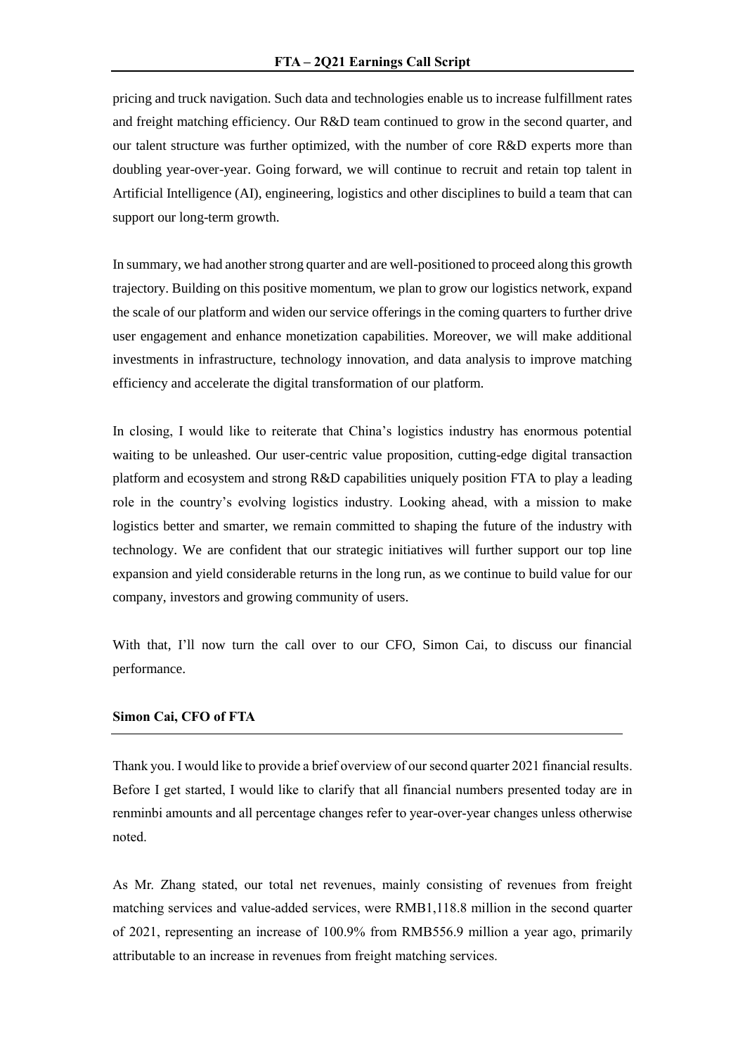pricing and truck navigation. Such data and technologies enable us to increase fulfillment rates and freight matching efficiency. Our R&D team continued to grow in the second quarter, and our talent structure was further optimized, with the number of core R&D experts more than doubling year-over-year. Going forward, we will continue to recruit and retain top talent in Artificial Intelligence (AI), engineering, logistics and other disciplines to build a team that can support our long-term growth.

In summary, we had another strong quarter and are well-positioned to proceed along this growth trajectory. Building on this positive momentum, we plan to grow our logistics network, expand the scale of our platform and widen our service offerings in the coming quarters to further drive user engagement and enhance monetization capabilities. Moreover, we will make additional investments in infrastructure, technology innovation, and data analysis to improve matching efficiency and accelerate the digital transformation of our platform.

In closing, I would like to reiterate that China's logistics industry has enormous potential waiting to be unleashed. Our user-centric value proposition, cutting-edge digital transaction platform and ecosystem and strong R&D capabilities uniquely position FTA to play a leading role in the country's evolving logistics industry. Looking ahead, with a mission to make logistics better and smarter, we remain committed to shaping the future of the industry with technology. We are confident that our strategic initiatives will further support our top line expansion and yield considerable returns in the long run, as we continue to build value for our company, investors and growing community of users.

With that, I'll now turn the call over to our CFO, Simon Cai, to discuss our financial performance.

**Simon Cai, CFO of FTA**

Thank you. I would like to provide a brief overview of our second quarter 2021 financial results. Before I get started, I would like to clarify that all financial numbers presented today are in renminbi amounts and all percentage changes refer to year-over-year changes unless otherwise noted.

As Mr. Zhang stated, our total net revenues, mainly consisting of revenues from freight matching services and value-added services, were RMB1,118.8 million in the second quarter of 2021, representing an increase of 100.9% from RMB556.9 million a year ago, primarily attributable to an increase in revenues from freight matching services.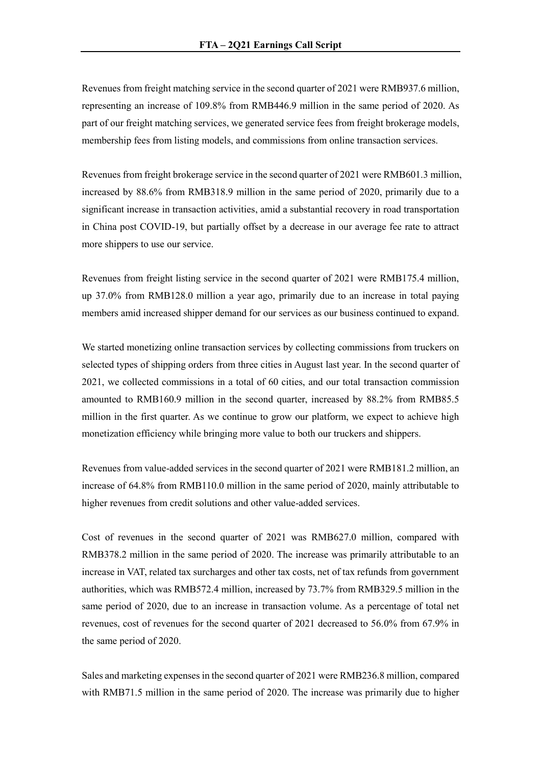Revenues from freight matching service in the second quarter of 2021 were RMB937.6 million, representing an increase of 109.8% from RMB446.9 million in the same period of 2020. As part of our freight matching services, we generated service fees from freight brokerage models, membership fees from listing models, and commissions from online transaction services.

Revenues from freight brokerage service in the second quarter of 2021 were RMB601.3 million, increased by 88.6% from RMB318.9 million in the same period of 2020, primarily due to a significant increase in transaction activities, amid a substantial recovery in road transportation in China post COVID-19, but partially offset by a decrease in our average fee rate to attract more shippers to use our service.

Revenues from freight listing service in the second quarter of 2021 were RMB175.4 million, up 37.0% from RMB128.0 million a year ago, primarily due to an increase in total paying members amid increased shipper demand for our services as our business continued to expand.

We started monetizing online transaction services by collecting commissions from truckers on selected types of shipping orders from three cities in August last year. In the second quarter of 2021, we collected commissions in a total of 60 cities, and our total transaction commission amounted to RMB160.9 million in the second quarter, increased by 88.2% from RMB85.5 million in the first quarter. As we continue to grow our platform, we expect to achieve high monetization efficiency while bringing more value to both our truckers and shippers.

Revenues from value-added services in the second quarter of 2021 were RMB181.2 million, an increase of 64.8% from RMB110.0 million in the same period of 2020, mainly attributable to higher revenues from credit solutions and other value-added services.

Cost of revenues in the second quarter of 2021 was RMB627.0 million, compared with RMB378.2 million in the same period of 2020. The increase was primarily attributable to an increase in VAT, related tax surcharges and other tax costs, net of tax refunds from government authorities, which was RMB572.4 million, increased by 73.7% from RMB329.5 million in the same period of 2020, due to an increase in transaction volume. As a percentage of total net revenues, cost of revenues for the second quarter of 2021 decreased to 56.0% from 67.9% in the same period of 2020.

Sales and marketing expenses in the second quarter of 2021 were RMB236.8 million, compared with RMB71.5 million in the same period of 2020. The increase was primarily due to higher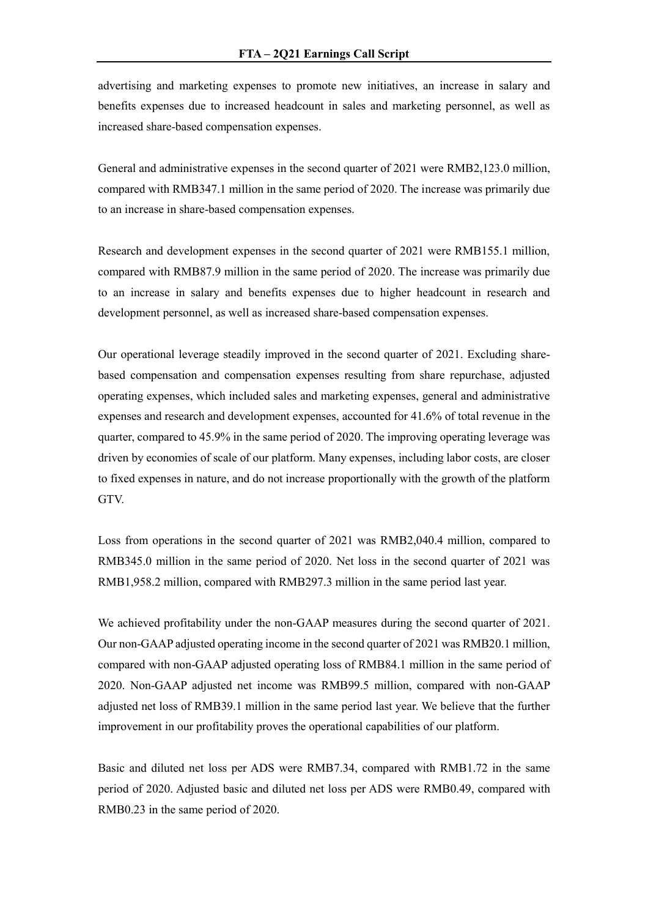advertising and marketing expenses to promote new initiatives, an increase in salary and benefits expenses due to increased headcount in sales and marketing personnel, as well as increased share-based compensation expenses.

General and administrative expenses in the second quarter of 2021 were RMB2,123.0 million, compared with RMB347.1 million in the same period of 2020. The increase was primarily due to an increase in share-based compensation expenses.

Research and development expenses in the second quarter of 2021 were RMB155.1 million, compared with RMB87.9 million in the same period of 2020. The increase was primarily due to an increase in salary and benefits expenses due to higher headcount in research and development personnel, as well as increased share-based compensation expenses.

Our operational leverage steadily improved in the second quarter of 2021. Excluding share-based compensation and compensation expenses resulting from share repurchase, adjusted operating expenses, which included sales and marketing expenses, general and administrative expenses and research and development expenses, accounted for 41.6% of total revenue in the quarter, compared to 45.9% in the same period of 2020. The improving operating leverage was driven by economies of scale of our platform. Many expenses, including labor costs, are closer to fixed expenses in nature, and do not increase proportionally with the growth of the platform GTV.

Loss from operations in the second quarter of 2021 was RMB2,040.4 million, compared to RMB345.0 million in the same period of 2020. Net loss in the second quarter of 2021 was RMB1,958.2 million, compared with RMB297.3 million in the same period last year.

We achieved profitability under the non-GAAP measures during the second quarter of 2021. Our non-GAAP adjusted operating income in the second quarter of 2021 was RMB20.1 million, compared with non-GAAP adjusted operating loss of RMB84.1 million in the same period of 2020. Non-GAAP adjusted net income was RMB99.5 million, compared with non-GAAP adjusted net loss of RMB39.1 million in the same period last year. We believe that the further improvement in our profitability proves the operational capabilities of our platform.

Basic and diluted net loss per ADS were RMB7.34, compared with RMB1.72 in the same period of 2020. Adjusted basic and diluted net loss per ADS were RMB0.49, compared with RMB0.23 in the same period of 2020.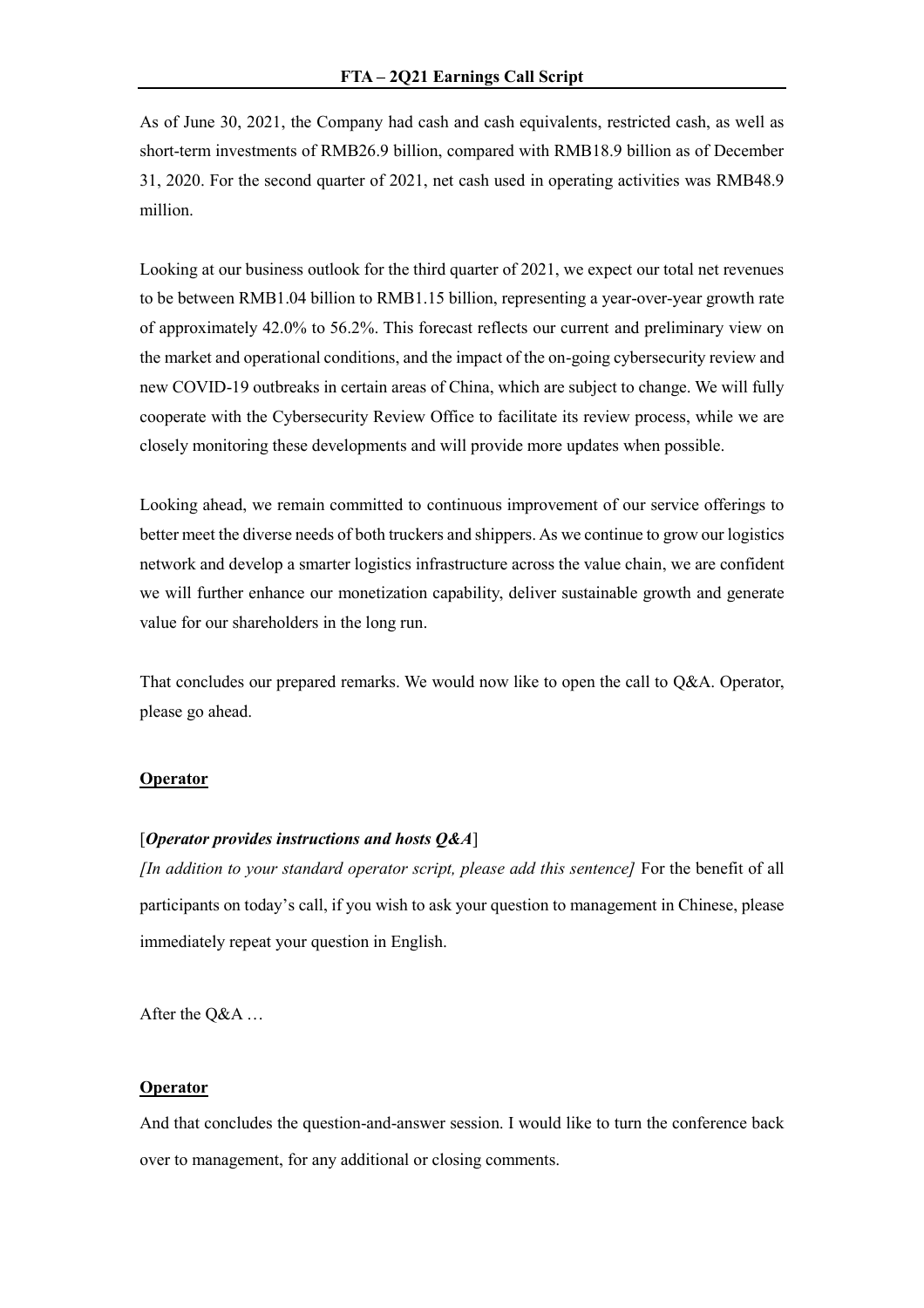As of June 30, 2021, the Company had cash and cash equivalents, restricted cash, as well as short-term investments of RMB26.9 billion, compared with RMB18.9 billion as of December 31, 2020. For the second quarter of 2021, net cash used in operating activities was RMB48.9 million.

Looking at our business outlook for the third quarter of 2021, we expect our total net revenues to be between RMB1.04 billion to RMB1.15 billion, representing a year-over-year growth rate of approximately 42.0% to 56.2%. This forecast reflects our current and preliminary view on the market and operational conditions, and the impact of the on-going cybersecurity review and new COVID-19 outbreaks in certain areas of China, which are subject to change. We will fully cooperate with the Cybersecurity Review Office to facilitate its review process, while we are closely monitoring these developments and will provide more updates when possible.

Looking ahead, we remain committed to continuous improvement of our service offerings to better meet the diverse needs of both truckers and shippers. As we continue to grow our logistics network and develop a smarter logistics infrastructure across the value chain, we are confident we will further enhance our monetization capability, deliver sustainable growth and generate value for our shareholders in the long run.

That concludes our prepared remarks. We would now like to open the call to Q&A. Operator, please go ahead.

**Operator**

[***Operator provides instructions and hosts Q&A***]

*[In addition to your standard operator script, please add this sentence]* For the benefit of all participants on today's call, if you wish to ask your question to management in Chinese, please immediately repeat your question in English.

After the Q&A …

**Operator**

And that concludes the question-and-answer session. I would like to turn the conference back over to management, for any additional or closing comments.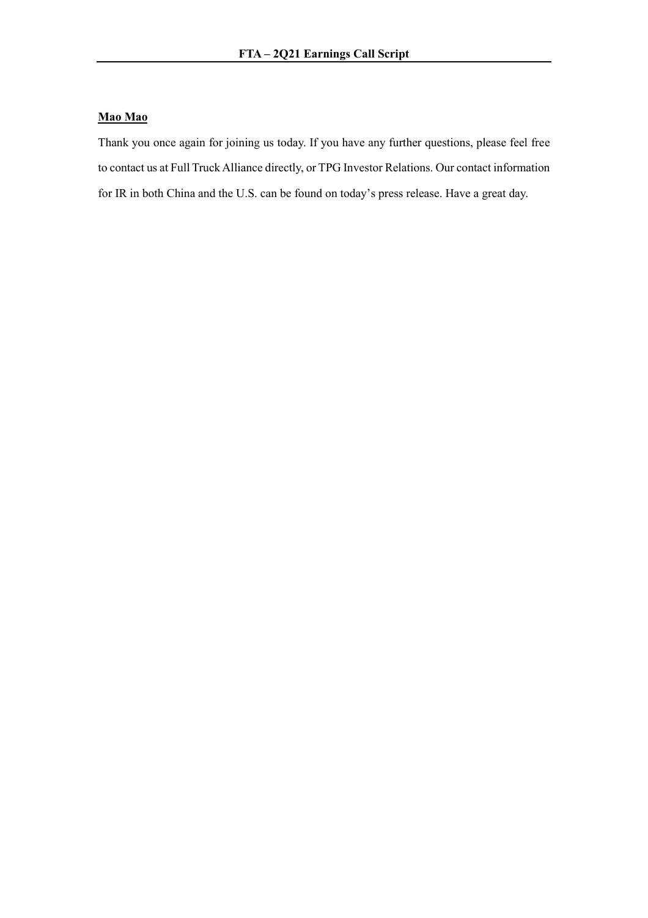**Mao Mao**

Thank you once again for joining us today. If you have any further questions, please feel free to contact us at Full Truck Alliance directly, or TPG Investor Relations. Our contact information for IR in both China and the U.S. can be found on today's press release. Have a great day.